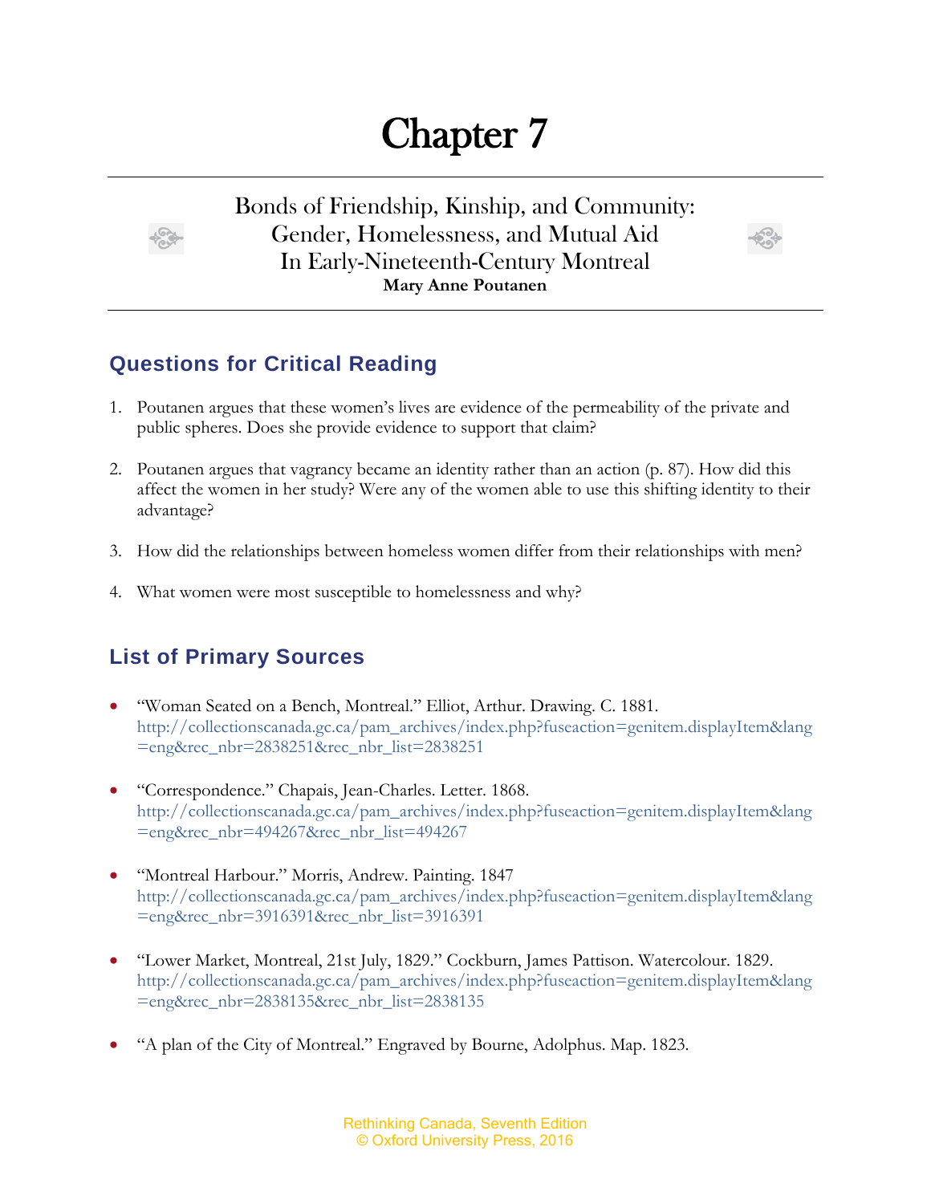# Chapter 7

## Bonds of Friendship, Kinship, and Community: Gender, Homelessness, and Mutual Aid In Early-Nineteenth-Century Montreal

**Mary Anne Poutanen**

## Questions for Critical Reading

1. Poutanen argues that these women's lives are evidence of the permeability of the private and public spheres. Does she provide evidence to support that claim?

2. Poutanen argues that vagrancy became an identity rather than an action (p. 87). How did this affect the women in her study? Were any of the women able to use this shifting identity to their advantage?

3. How did the relationships between homeless women differ from their relationships with men?

4. What women were most susceptible to homelessness and why?

## List of Primary Sources

- "Woman Seated on a Bench, Montreal." Elliot, Arthur. Drawing. C. 1881. http://collectionscanada.gc.ca/pam_archives/index.php?fuseaction=genitem.displayItem&lang=eng&rec_nbr=2838251&rec_nbr_list=2838251

- "Correspondence." Chapais, Jean-Charles. Letter. 1868. http://collectionscanada.gc.ca/pam_archives/index.php?fuseaction=genitem.displayItem&lang=eng&rec_nbr=494267&rec_nbr_list=494267

- "Montreal Harbour." Morris, Andrew. Painting. 1847 http://collectionscanada.gc.ca/pam_archives/index.php?fuseaction=genitem.displayItem&lang=eng&rec_nbr=3916391&rec_nbr_list=3916391

- "Lower Market, Montreal, 21st July, 1829." Cockburn, James Pattison. Watercolour. 1829. http://collectionscanada.gc.ca/pam_archives/index.php?fuseaction=genitem.displayItem&lang=eng&rec_nbr=2838135&rec_nbr_list=2838135

- "A plan of the City of Montreal." Engraved by Bourne, Adolphus. Map. 1823.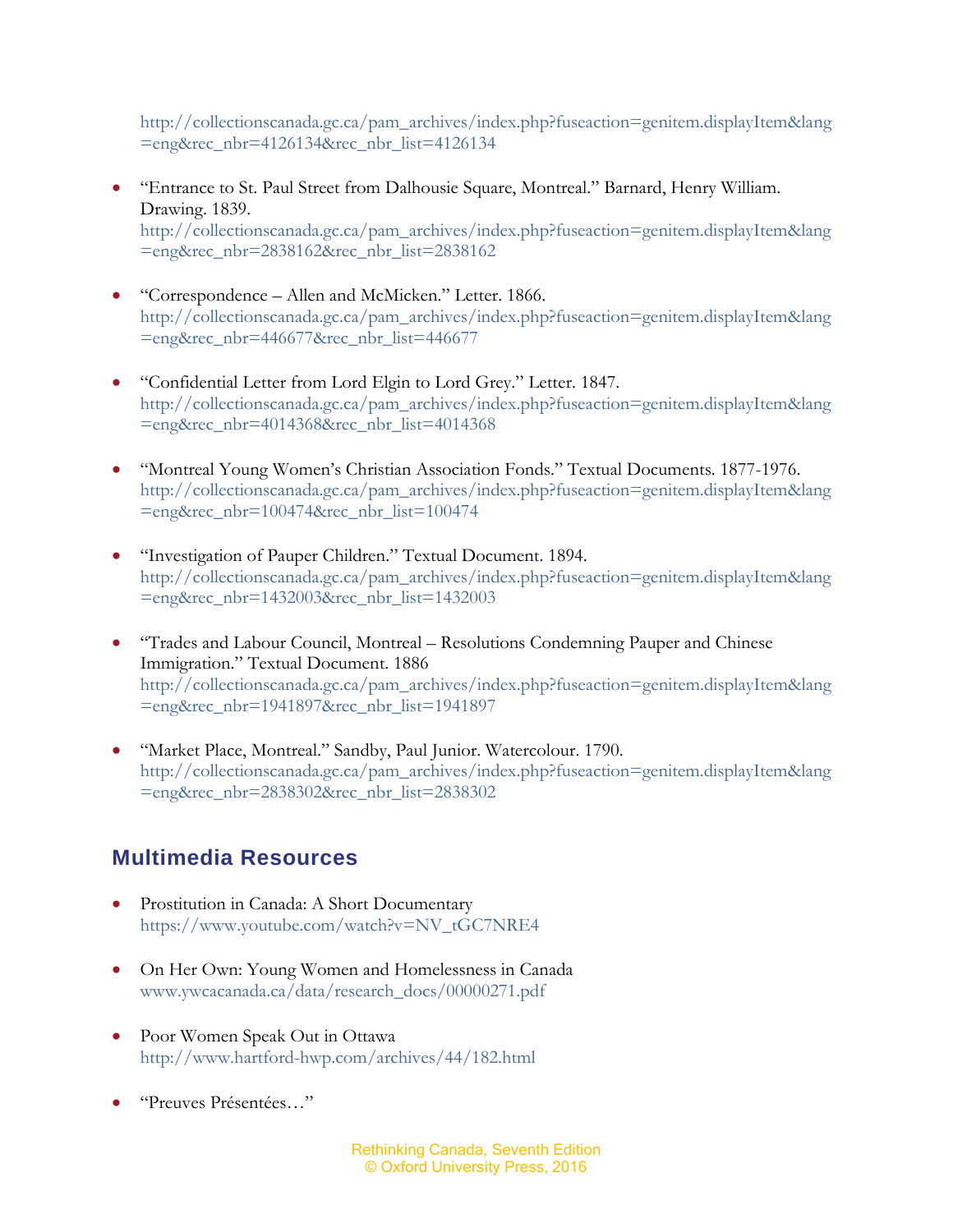http://collectionscanada.gc.ca/pam_archives/index.php?fuseaction=genitem.displayItem&lang=eng&rec_nbr=4126134&rec_nbr_list=4126134

- "Entrance to St. Paul Street from Dalhousie Square, Montreal." Barnard, Henry William. Drawing. 1839. http://collectionscanada.gc.ca/pam_archives/index.php?fuseaction=genitem.displayItem&lang=eng&rec_nbr=2838162&rec_nbr_list=2838162

- "Correspondence – Allen and McMicken." Letter. 1866. http://collectionscanada.gc.ca/pam_archives/index.php?fuseaction=genitem.displayItem&lang=eng&rec_nbr=446677&rec_nbr_list=446677

- "Confidential Letter from Lord Elgin to Lord Grey." Letter. 1847. http://collectionscanada.gc.ca/pam_archives/index.php?fuseaction=genitem.displayItem&lang=eng&rec_nbr=4014368&rec_nbr_list=4014368

- "Montreal Young Women's Christian Association Fonds." Textual Documents. 1877-1976. http://collectionscanada.gc.ca/pam_archives/index.php?fuseaction=genitem.displayItem&lang=eng&rec_nbr=100474&rec_nbr_list=100474

- "Investigation of Pauper Children." Textual Document. 1894. http://collectionscanada.gc.ca/pam_archives/index.php?fuseaction=genitem.displayItem&lang=eng&rec_nbr=1432003&rec_nbr_list=1432003

- "Trades and Labour Council, Montreal – Resolutions Condemning Pauper and Chinese Immigration." Textual Document. 1886 http://collectionscanada.gc.ca/pam_archives/index.php?fuseaction=genitem.displayItem&lang=eng&rec_nbr=1941897&rec_nbr_list=1941897

- "Market Place, Montreal." Sandby, Paul Junior. Watercolour. 1790. http://collectionscanada.gc.ca/pam_archives/index.php?fuseaction=genitem.displayItem&lang=eng&rec_nbr=2838302&rec_nbr_list=2838302

## Multimedia Resources

- Prostitution in Canada: A Short Documentary https://www.youtube.com/watch?v=NV_tGC7NRE4

- On Her Own: Young Women and Homelessness in Canada www.ywcacanada.ca/data/research_docs/00000271.pdf

- Poor Women Speak Out in Ottawa http://www.hartford-hwp.com/archives/44/182.html

- "Preuves Présentées…"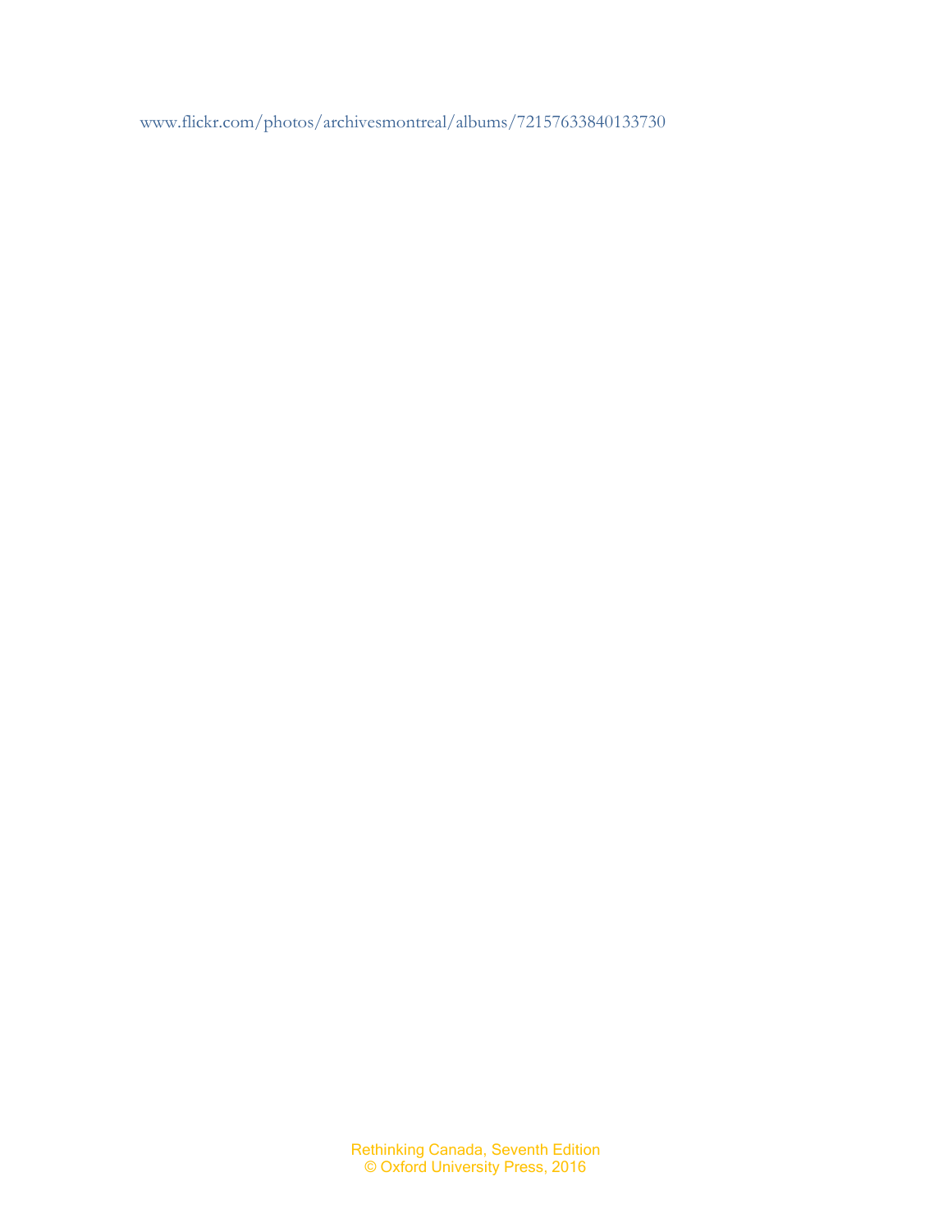www.flickr.com/photos/archivesmontreal/albums/72157633840133730